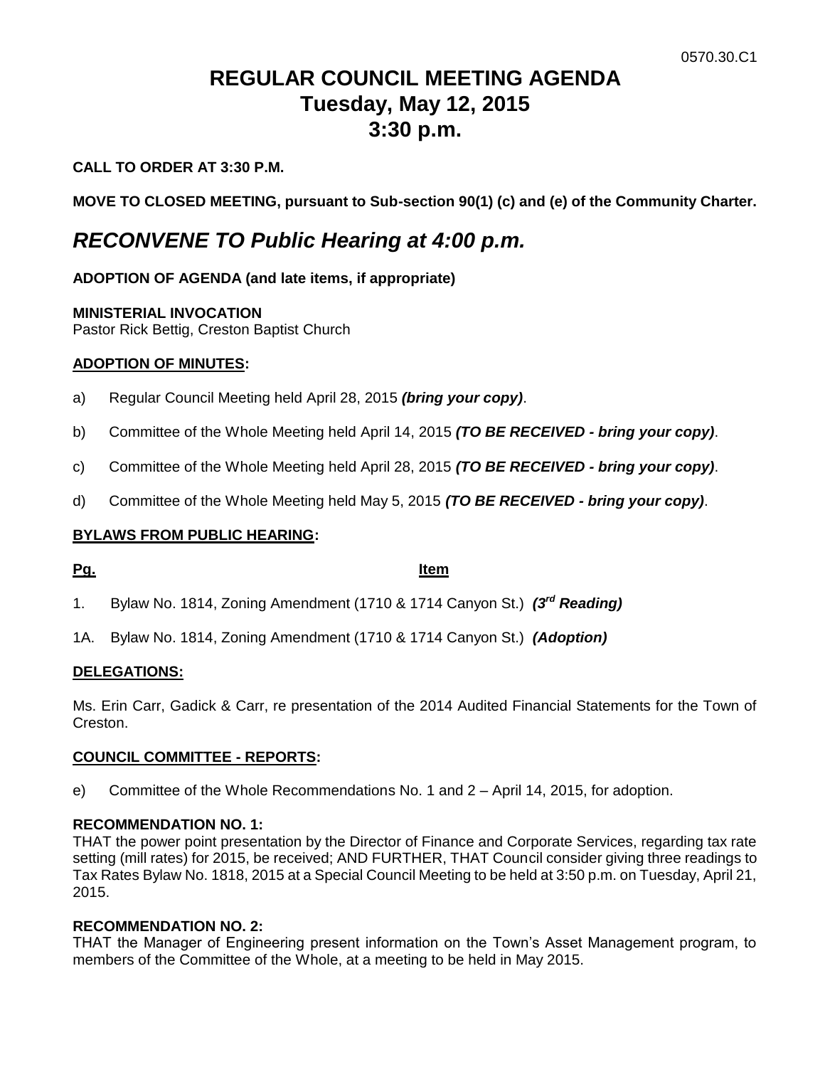0570.30.C1

# REGULAR COUNCIL MEETING AGENDA
# Tuesday, May 12, 2015
# 3:30 p.m.

**CALL TO ORDER AT 3:30 P.M.**

**MOVE TO CLOSED MEETING, pursuant to Sub-section 90(1) (c) and (e) of the Community Charter.**

## *RECONVENE TO Public Hearing at 4:00 p.m.*

**ADOPTION OF AGENDA (and late items, if appropriate)**

**MINISTERIAL INVOCATION**
Pastor Rick Bettig, Creston Baptist Church

**ADOPTION OF MINUTES:**

a) Regular Council Meeting held April 28, 2015 ***(bring your copy)***.

b) Committee of the Whole Meeting held April 14, 2015 ***(TO BE RECEIVED - bring your copy)***.

c) Committee of the Whole Meeting held April 28, 2015 ***(TO BE RECEIVED - bring your copy)***.

d) Committee of the Whole Meeting held May 5, 2015 ***(TO BE RECEIVED - bring your copy)***.

**BYLAWS FROM PUBLIC HEARING:**

**Pg.** **Item**

1. Bylaw No. 1814, Zoning Amendment (1710 & 1714 Canyon St.) ***(3rd Reading)***

1A. Bylaw No. 1814, Zoning Amendment (1710 & 1714 Canyon St.) ***(Adoption)***

**DELEGATIONS:**

Ms. Erin Carr, Gadick & Carr, re presentation of the 2014 Audited Financial Statements for the Town of Creston.

**COUNCIL COMMITTEE - REPORTS:**

e) Committee of the Whole Recommendations No. 1 and 2 – April 14, 2015, for adoption.

**RECOMMENDATION NO. 1:**
THAT the power point presentation by the Director of Finance and Corporate Services, regarding tax rate setting (mill rates) for 2015, be received; AND FURTHER, THAT Council consider giving three readings to Tax Rates Bylaw No. 1818, 2015 at a Special Council Meeting to be held at 3:50 p.m. on Tuesday, April 21, 2015.

**RECOMMENDATION NO. 2:**
THAT the Manager of Engineering present information on the Town's Asset Management program, to members of the Committee of the Whole, at a meeting to be held in May 2015.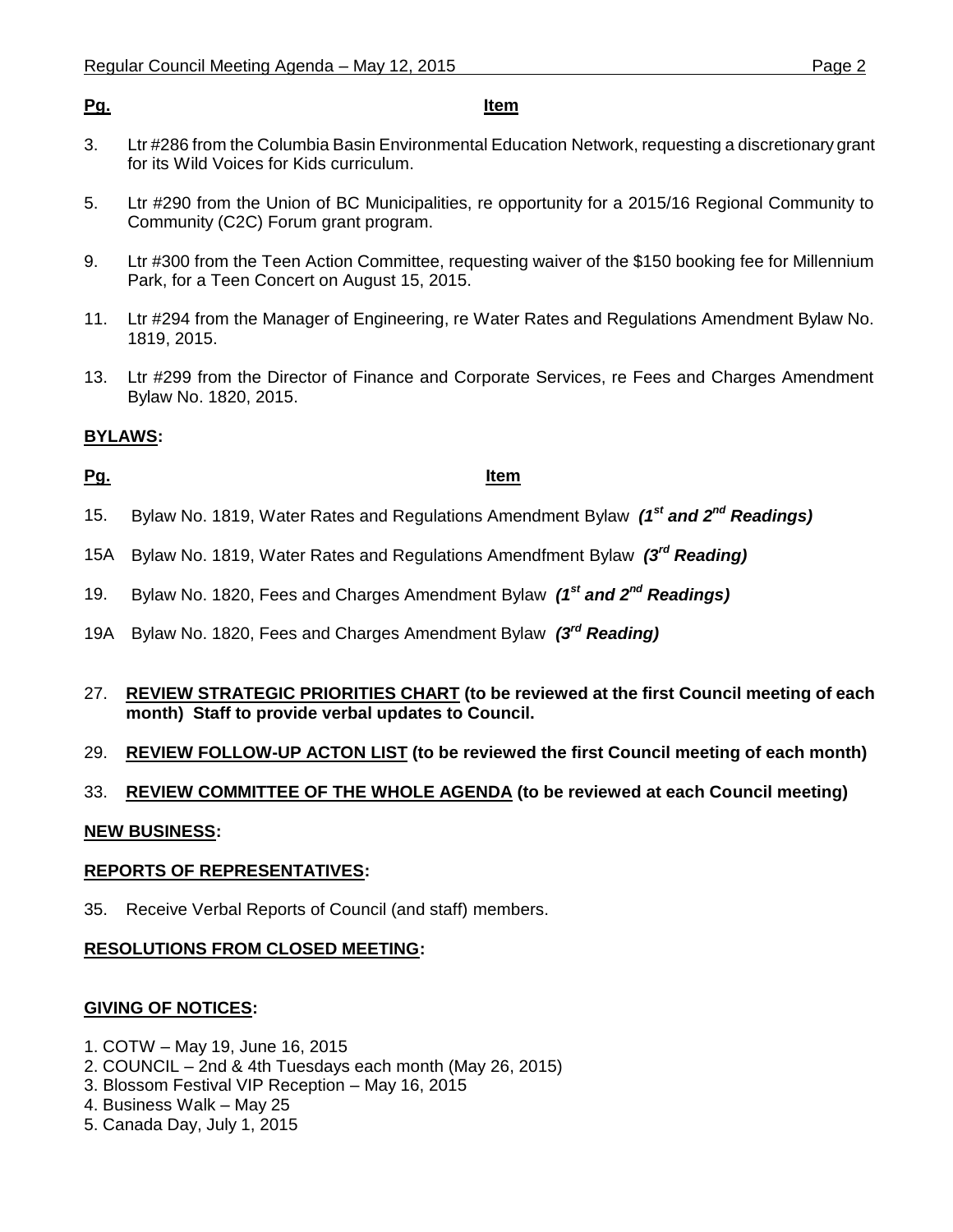| Pg. | Item |
|---|---|
| 3. | Ltr #286 from the Columbia Basin Environmental Education Network, requesting a discretionary grant for its Wild Voices for Kids curriculum. |
| 5. | Ltr #290 from the Union of BC Municipalities, re opportunity for a 2015/16 Regional Community to Community (C2C) Forum grant program. |
| 9. | Ltr #300 from the Teen Action Committee, requesting waiver of the $150 booking fee for Millennium Park, for a Teen Concert on August 15, 2015. |
| 11. | Ltr #294 from the Manager of Engineering, re Water Rates and Regulations Amendment Bylaw No. 1819, 2015. |
| 13. | Ltr #299 from the Director of Finance and Corporate Services, re Fees and Charges Amendment Bylaw No. 1820, 2015. |

## BYLAWS:

| Pg. | Item |
|---|---|
| 15. | Bylaw No. 1819, Water Rates and Regulations Amendment Bylaw ***(1st and 2nd Readings)*** |
| 15A | Bylaw No. 1819, Water Rates and Regulations Amendfment Bylaw ***(3rd Reading)*** |
| 19. | Bylaw No. 1820, Fees and Charges Amendment Bylaw ***(1st and 2nd Readings)*** |
| 19A | Bylaw No. 1820, Fees and Charges Amendment Bylaw ***(3rd Reading)*** |

27. **REVIEW STRATEGIC PRIORITIES CHART (to be reviewed at the first Council meeting of each month) Staff to provide verbal updates to Council.**

29. **REVIEW FOLLOW-UP ACTON LIST (to be reviewed the first Council meeting of each month)**

33. **REVIEW COMMITTEE OF THE WHOLE AGENDA (to be reviewed at each Council meeting)**

## NEW BUSINESS:

## REPORTS OF REPRESENTATIVES:

35. Receive Verbal Reports of Council (and staff) members.

## RESOLUTIONS FROM CLOSED MEETING:

## GIVING OF NOTICES:

1. COTW – May 19, June 16, 2015
2. COUNCIL – 2nd & 4th Tuesdays each month (May 26, 2015)
3. Blossom Festival VIP Reception – May 16, 2015
4. Business Walk – May 25
5. Canada Day, July 1, 2015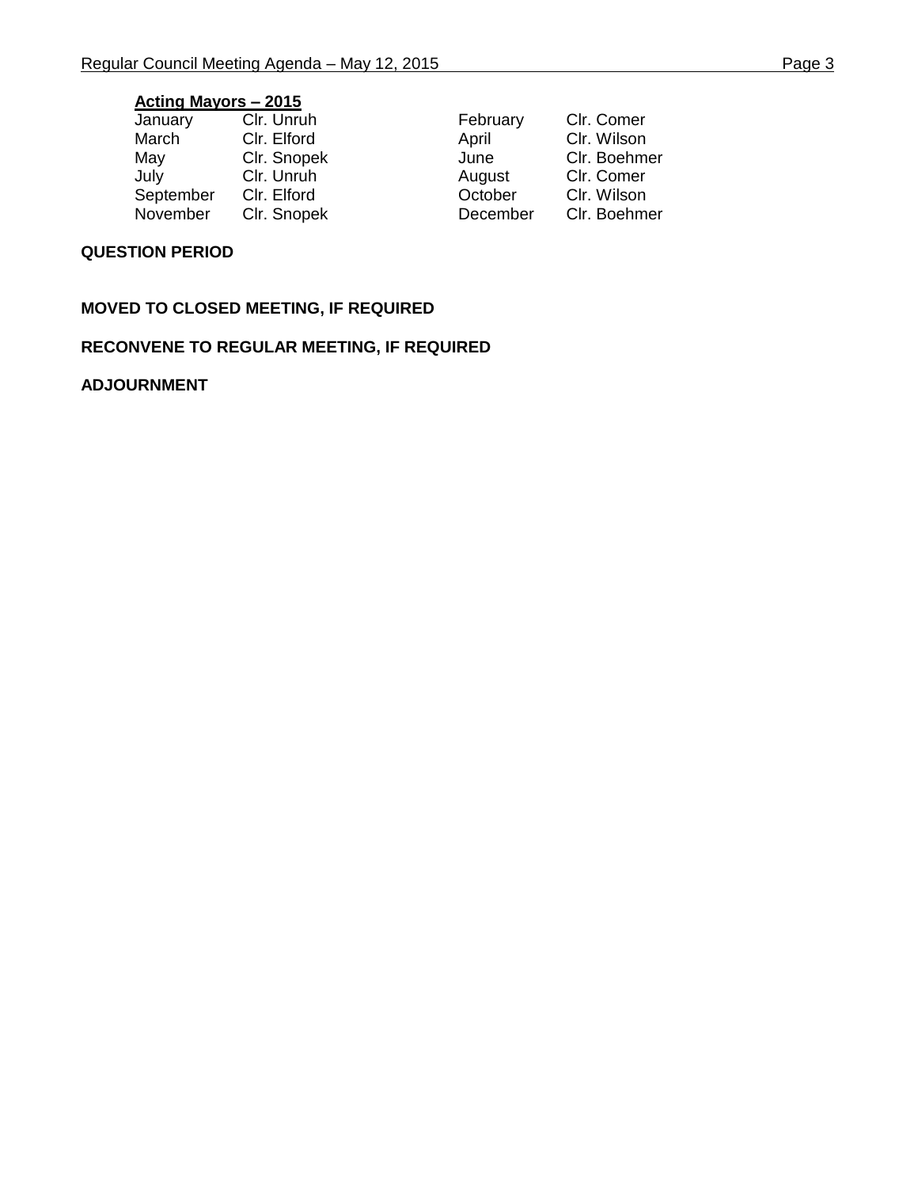**Acting Mayors – 2015**

| | | | |
|---|---|---|---|
| January | Clr. Unruh | February | Clr. Comer |
| March | Clr. Elford | April | Clr. Wilson |
| May | Clr. Snopek | June | Clr. Boehmer |
| July | Clr. Unruh | August | Clr. Comer |
| September | Clr. Elford | October | Clr. Wilson |
| November | Clr. Snopek | December | Clr. Boehmer |

**QUESTION PERIOD**

**MOVED TO CLOSED MEETING, IF REQUIRED**

**RECONVENE TO REGULAR MEETING, IF REQUIRED**

**ADJOURNMENT**